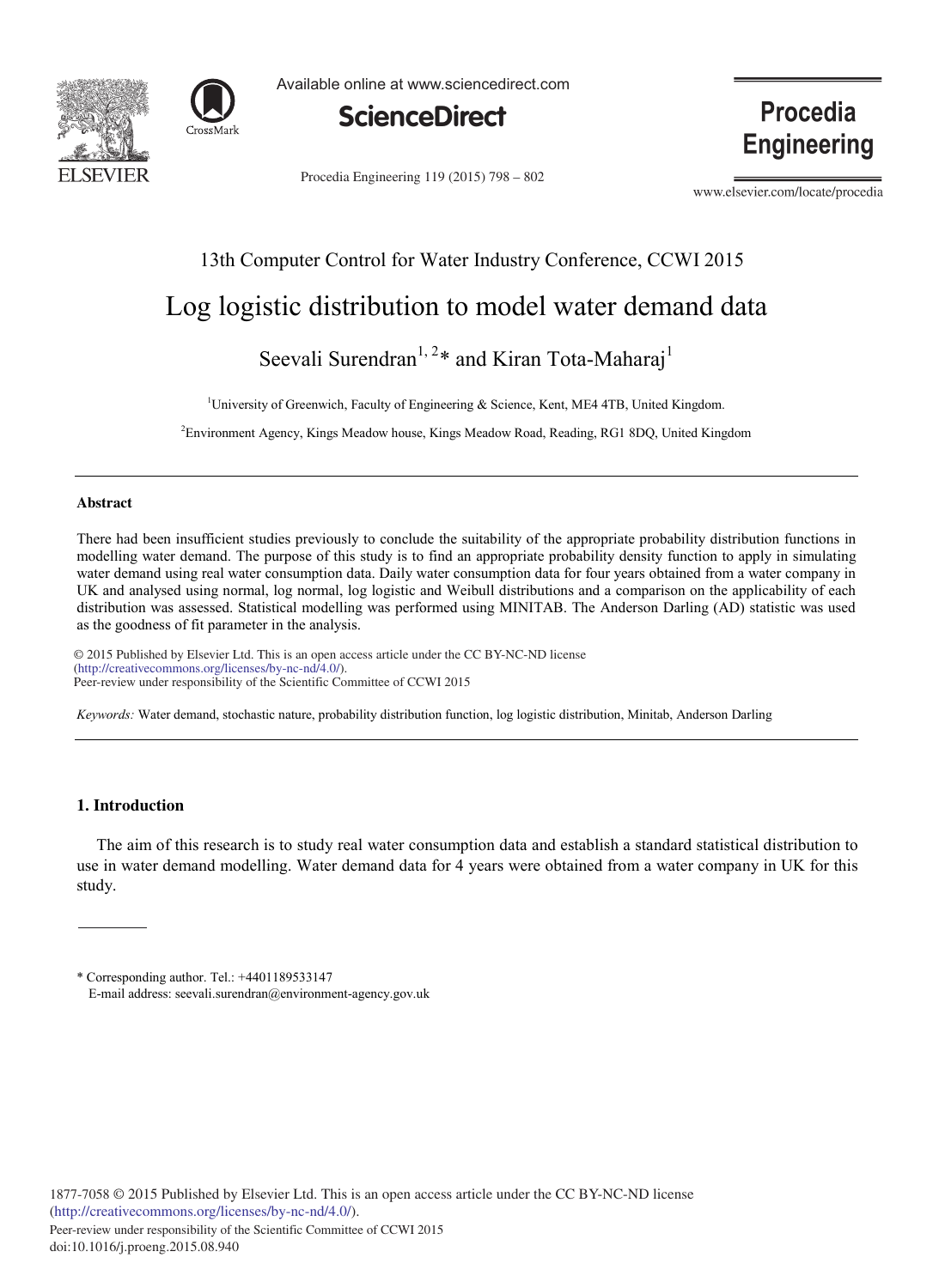13th Computer Control for Water Industry Conference, CCWI 2015

# Log logistic distribution to model water demand data

Seevali Surendran[1, 2]* and Kiran Tota-Maharaj[1]

[1]University of Greenwich, Faculty of Engineering & Science, Kent, ME4 4TB, United Kingdom.

[2]Environment Agency, Kings Meadow house, Kings Meadow Road, Reading, RG1 8DQ, United Kingdom

## Abstract

There had been insufficient studies previously to conclude the suitability of the appropriate probability distribution functions in modelling water demand. The purpose of this study is to find an appropriate probability density function to apply in simulating water demand using real water consumption data. Daily water consumption data for four years obtained from a water company in UK and analysed using normal, log normal, log logistic and Weibull distributions and a comparison on the applicability of each distribution was assessed. Statistical modelling was performed using MINITAB. The Anderson Darling (AD) statistic was used as the goodness of fit parameter in the analysis.

© 2015 Published by Elsevier Ltd. This is an open access article under the CC BY-NC-ND license (http://creativecommons.org/licenses/by-nc-nd/4.0/).
Peer-review under responsibility of the Scientific Committee of CCWI 2015

*Keywords:* Water demand, stochastic nature, probability distribution function, log logistic distribution, Minitab, Anderson Darling

## 1. Introduction

The aim of this research is to study real water consumption data and establish a standard statistical distribution to use in water demand modelling. Water demand data for 4 years were obtained from a water company in UK for this study.

---

* Corresponding author. Tel.: +4401189533147
E-mail address: seevali.surendran@environment-agency.gov.uk

1877-7058 © 2015 Published by Elsevier Ltd. This is an open access article under the CC BY-NC-ND license (http://creativecommons.org/licenses/by-nc-nd/4.0/).
Peer-review under responsibility of the Scientific Committee of CCWI 2015
doi:10.1016/j.proeng.2015.08.940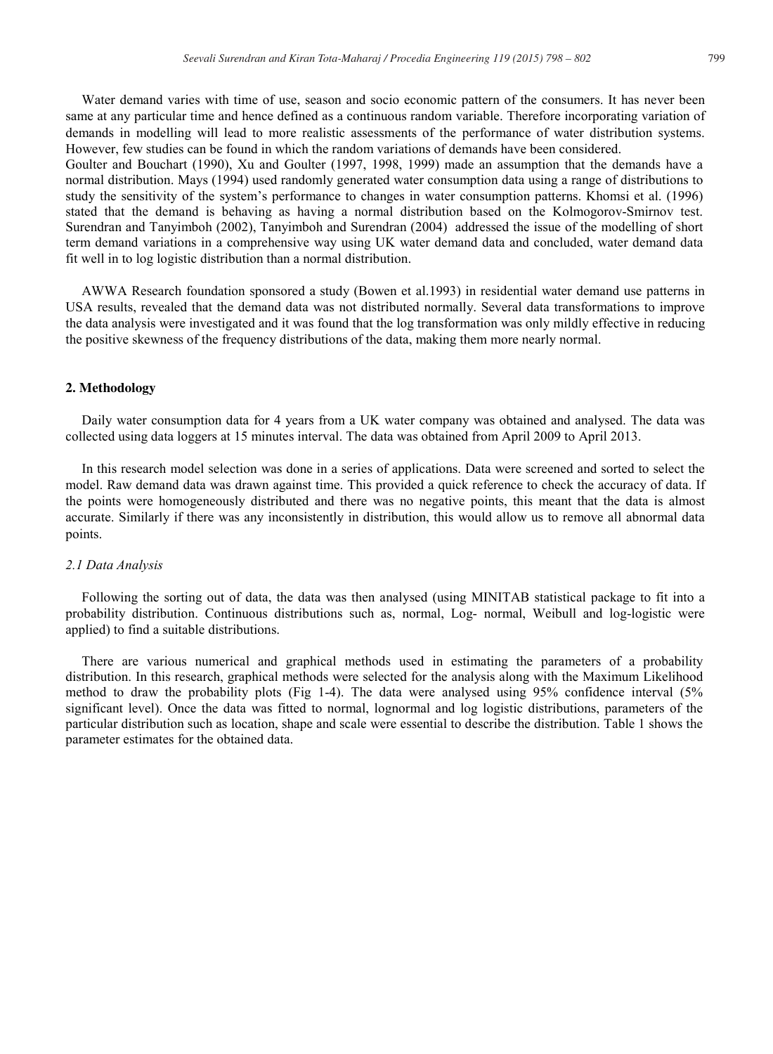Water demand varies with time of use, season and socio economic pattern of the consumers. It has never been same at any particular time and hence defined as a continuous random variable. Therefore incorporating variation of demands in modelling will lead to more realistic assessments of the performance of water distribution systems. However, few studies can be found in which the random variations of demands have been considered.
Goulter and Bouchart (1990), Xu and Goulter (1997, 1998, 1999) made an assumption that the demands have a normal distribution. Mays (1994) used randomly generated water consumption data using a range of distributions to study the sensitivity of the system's performance to changes in water consumption patterns. Khomsi et al. (1996) stated that the demand is behaving as having a normal distribution based on the Kolmogorov-Smirnov test. Surendran and Tanyimboh (2002), Tanyimboh and Surendran (2004) addressed the issue of the modelling of short term demand variations in a comprehensive way using UK water demand data and concluded, water demand data fit well in to log logistic distribution than a normal distribution.

AWWA Research foundation sponsored a study (Bowen et al.1993) in residential water demand use patterns in USA results, revealed that the demand data was not distributed normally. Several data transformations to improve the data analysis were investigated and it was found that the log transformation was only mildly effective in reducing the positive skewness of the frequency distributions of the data, making them more nearly normal.

## 2. Methodology

Daily water consumption data for 4 years from a UK water company was obtained and analysed. The data was collected using data loggers at 15 minutes interval. The data was obtained from April 2009 to April 2013.

In this research model selection was done in a series of applications. Data were screened and sorted to select the model. Raw demand data was drawn against time. This provided a quick reference to check the accuracy of data. If the points were homogeneously distributed and there was no negative points, this meant that the data is almost accurate. Similarly if there was any inconsistently in distribution, this would allow us to remove all abnormal data points.

### *2.1 Data Analysis*

Following the sorting out of data, the data was then analysed (using MINITAB statistical package to fit into a probability distribution. Continuous distributions such as, normal, Log- normal, Weibull and log-logistic were applied) to find a suitable distributions.

There are various numerical and graphical methods used in estimating the parameters of a probability distribution. In this research, graphical methods were selected for the analysis along with the Maximum Likelihood method to draw the probability plots (Fig 1-4). The data were analysed using 95% confidence interval (5% significant level). Once the data was fitted to normal, lognormal and log logistic distributions, parameters of the particular distribution such as location, shape and scale were essential to describe the distribution. Table 1 shows the parameter estimates for the obtained data.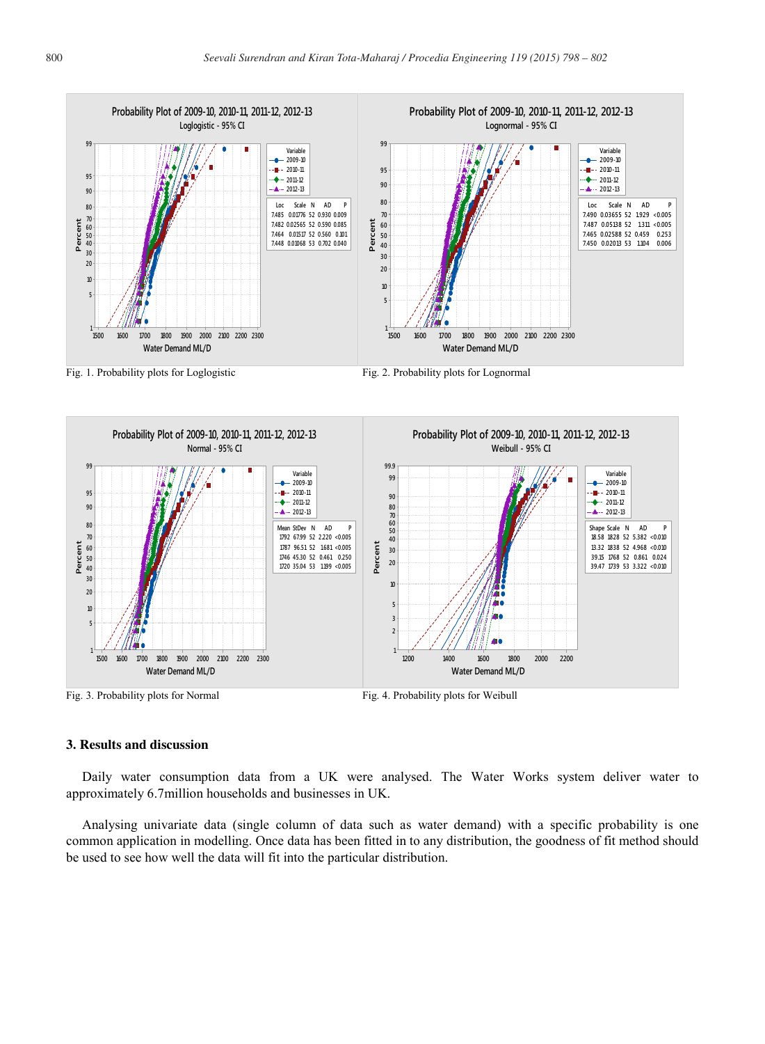Fig. 1. Probability plots for Loglogistic

Fig. 2. Probability plots for Lognormal

Fig. 3. Probability plots for Normal

Fig. 4. Probability plots for Weibull

## 3. Results and discussion

Daily water consumption data from a UK were analysed. The Water Works system deliver water to approximately 6.7million households and businesses in UK.

Analysing univariate data (single column of data such as water demand) with a specific probability is one common application in modelling. Once data has been fitted in to any distribution, the goodness of fit method should be used to see how well the data will fit into the particular distribution.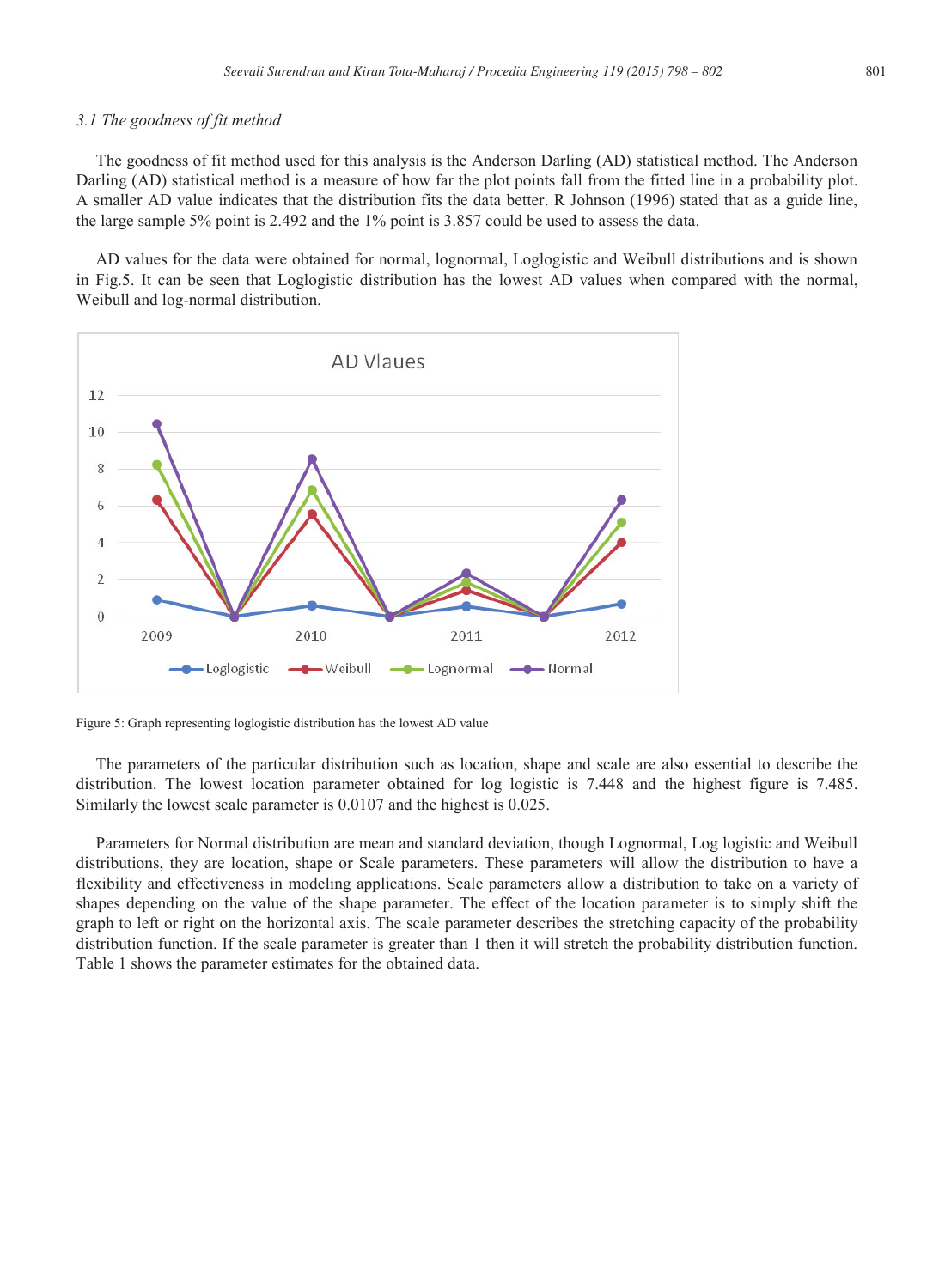### 3.1 The goodness of fit method

The goodness of fit method used for this analysis is the Anderson Darling (AD) statistical method. The Anderson Darling (AD) statistical method is a measure of how far the plot points fall from the fitted line in a probability plot. A smaller AD value indicates that the distribution fits the data better. R Johnson (1996) stated that as a guide line, the large sample 5% point is 2.492 and the 1% point is 3.857 could be used to assess the data.

AD values for the data were obtained for normal, lognormal, Loglogistic and Weibull distributions and is shown in Fig.5. It can be seen that Loglogistic distribution has the lowest AD values when compared with the normal, Weibull and log-normal distribution.

Figure 5: Graph representing loglogistic distribution has the lowest AD value

The parameters of the particular distribution such as location, shape and scale are also essential to describe the distribution. The lowest location parameter obtained for log logistic is 7.448 and the highest figure is 7.485. Similarly the lowest scale parameter is 0.0107 and the highest is 0.025.

Parameters for Normal distribution are mean and standard deviation, though Lognormal, Log logistic and Weibull distributions, they are location, shape or Scale parameters. These parameters will allow the distribution to have a flexibility and effectiveness in modeling applications. Scale parameters allow a distribution to take on a variety of shapes depending on the value of the shape parameter. The effect of the location parameter is to simply shift the graph to left or right on the horizontal axis. The scale parameter describes the stretching capacity of the probability distribution function. If the scale parameter is greater than 1 then it will stretch the probability distribution function. Table 1 shows the parameter estimates for the obtained data.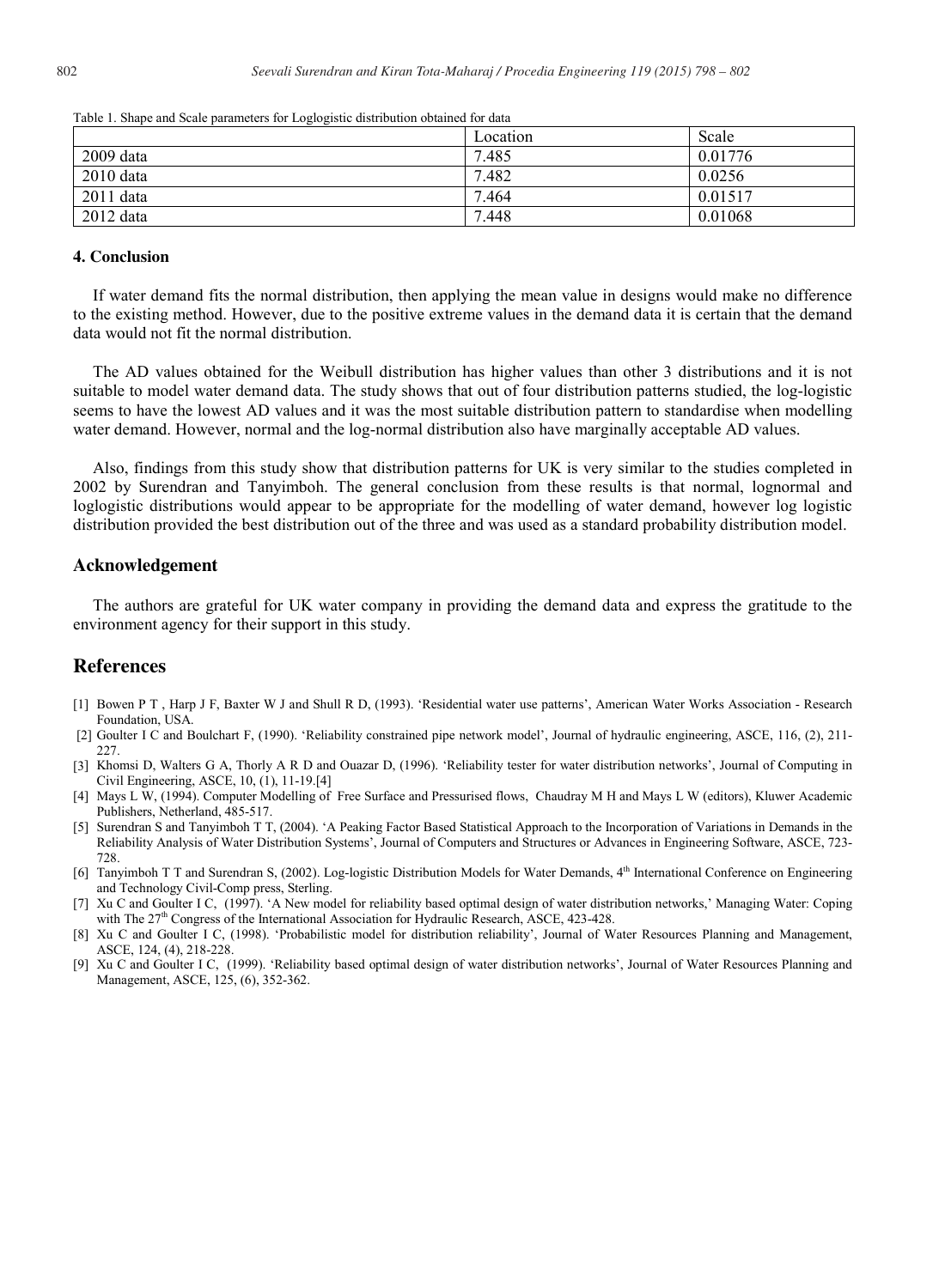Table 1. Shape and Scale parameters for Loglogistic distribution obtained for data

| | Location | Scale |
|---|---|---|
| 2009 data | 7.485 | 0.01776 |
| 2010 data | 7.482 | 0.0256 |
| 2011 data | 7.464 | 0.01517 |
| 2012 data | 7.448 | 0.01068 |

### 4. Conclusion

If water demand fits the normal distribution, then applying the mean value in designs would make no difference to the existing method. However, due to the positive extreme values in the demand data it is certain that the demand data would not fit the normal distribution.

The AD values obtained for the Weibull distribution has higher values than other 3 distributions and it is not suitable to model water demand data. The study shows that out of four distribution patterns studied, the log-logistic seems to have the lowest AD values and it was the most suitable distribution pattern to standardise when modelling water demand. However, normal and the log-normal distribution also have marginally acceptable AD values.

Also, findings from this study show that distribution patterns for UK is very similar to the studies completed in 2002 by Surendran and Tanyimboh. The general conclusion from these results is that normal, lognormal and loglogistic distributions would appear to be appropriate for the modelling of water demand, however log logistic distribution provided the best distribution out of the three and was used as a standard probability distribution model.

## Acknowledgement

The authors are grateful for UK water company in providing the demand data and express the gratitude to the environment agency for their support in this study.

## References

[1] Bowen P T , Harp J F, Baxter W J and Shull R D, (1993). 'Residential water use patterns', American Water Works Association - Research Foundation, USA.

[2] Goulter I C and Boulchart F, (1990). 'Reliability constrained pipe network model', Journal of hydraulic engineering, ASCE, 116, (2), 211-227.

[3] Khomsi D, Walters G A, Thorly A R D and Ouazar D, (1996). 'Reliability tester for water distribution networks', Journal of Computing in Civil Engineering, ASCE, 10, (1), 11-19.[4]

[4] Mays L W, (1994). Computer Modelling of Free Surface and Pressurised flows, Chaudray M H and Mays L W (editors), Kluwer Academic Publishers, Netherland, 485-517.

[5] Surendran S and Tanyimboh T T, (2004). 'A Peaking Factor Based Statistical Approach to the Incorporation of Variations in Demands in the Reliability Analysis of Water Distribution Systems', Journal of Computers and Structures or Advances in Engineering Software, ASCE, 723-728.

[6] Tanyimboh T T and Surendran S, (2002). Log-logistic Distribution Models for Water Demands, 4th International Conference on Engineering and Technology Civil-Comp press, Sterling.

[7] Xu C and Goulter I C, (1997). 'A New model for reliability based optimal design of water distribution networks,' Managing Water: Coping with The 27th Congress of the International Association for Hydraulic Research, ASCE, 423-428.

[8] Xu C and Goulter I C, (1998). 'Probabilistic model for distribution reliability', Journal of Water Resources Planning and Management, ASCE, 124, (4), 218-228.

[9] Xu C and Goulter I C, (1999). 'Reliability based optimal design of water distribution networks', Journal of Water Resources Planning and Management, ASCE, 125, (6), 352-362.